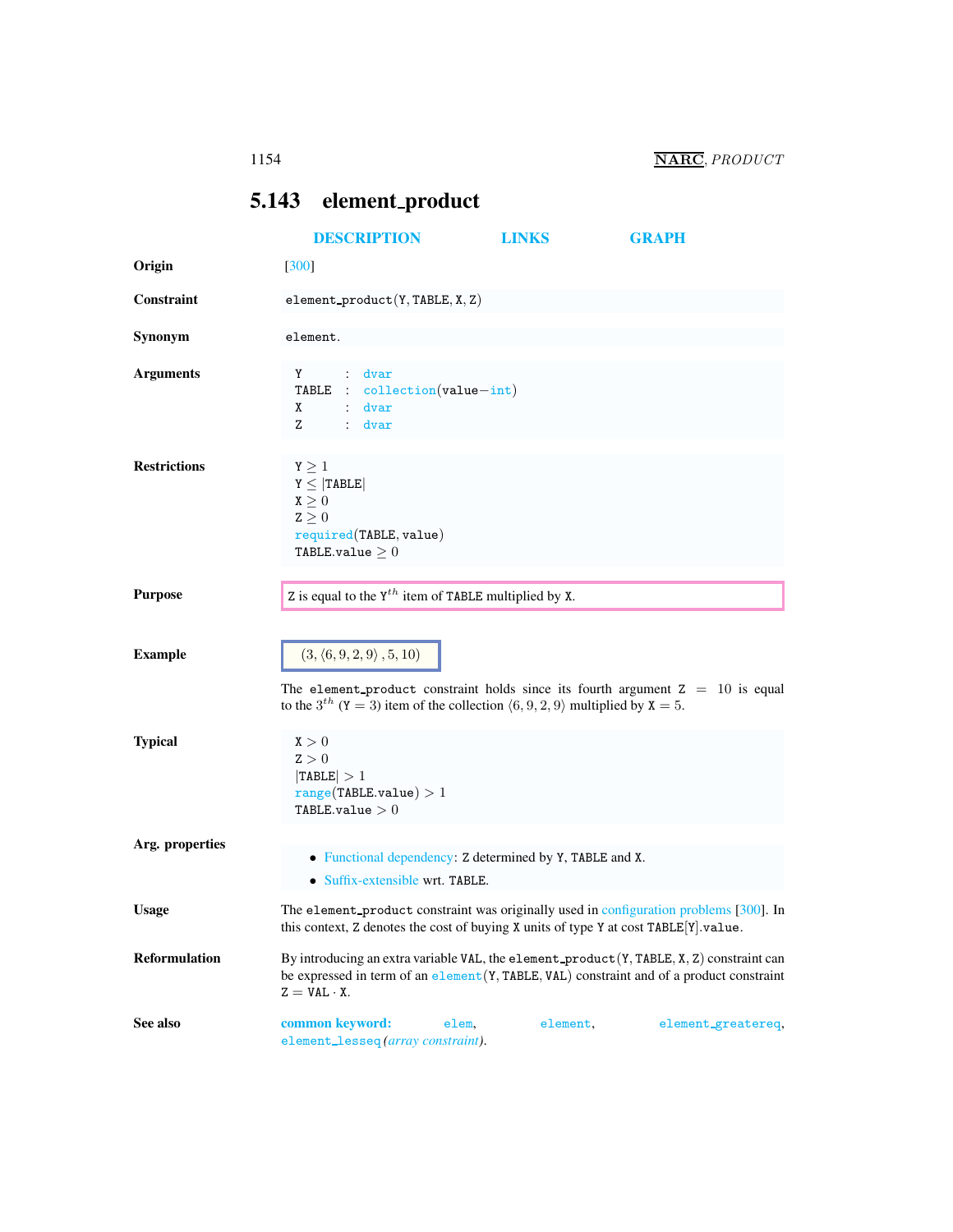## 5.143 element_product

DESCRIPTION LINKS GRAPH

**Origin** [300]

**Constraint** `element_product(Y, TABLE, X, Z)`

**Synonym** `element`.

**Arguments**

```
Y     : dvar
TABLE : collection(value-int)
X     : dvar
Z     : dvar
```

**Restrictions**

$\texttt{Y} \geq 1$
$\texttt{Y} \leq |\texttt{TABLE}|$
$\texttt{X} \geq 0$
$\texttt{Z} \geq 0$
$\texttt{required}(\texttt{TABLE}, \texttt{value})$
$\texttt{TABLE.value} \geq 0$

**Purpose**

Z is equal to the $\texttt{Y}^{th}$ item of TABLE multiplied by X.

**Example**

$(3, \langle 6, 9, 2, 9 \rangle, 5, 10)$

The `element_product` constraint holds since its fourth argument $\texttt{Z} = 10$ is equal to the $3^{th}$ ($\texttt{Y} = 3$) item of the collection $\langle 6, 9, 2, 9 \rangle$ multiplied by $\texttt{X} = 5$.

**Typical**

$\texttt{X} > 0$
$\texttt{Z} > 0$
$|\texttt{TABLE}| > 1$
$\texttt{range}(\texttt{TABLE.value}) > 1$
$\texttt{TABLE.value} > 0$

**Arg. properties**

- Functional dependency: Z determined by Y, TABLE and X.
- Suffix-extensible wrt. TABLE.

**Usage** The `element_product` constraint was originally used in configuration problems [300]. In this context, Z denotes the cost of buying X units of type Y at cost TABLE[Y].value.

**Reformulation** By introducing an extra variable VAL, the `element_product(Y, TABLE, X, Z)` constraint can be expressed in term of an `element(Y, TABLE, VAL)` constraint and of a product constraint $\texttt{Z} = \texttt{VAL} \cdot \texttt{X}$.

**See also** **common keyword:** `elem`, `element`, `element_greatereq`, `element_lesseq` *(array constraint)*.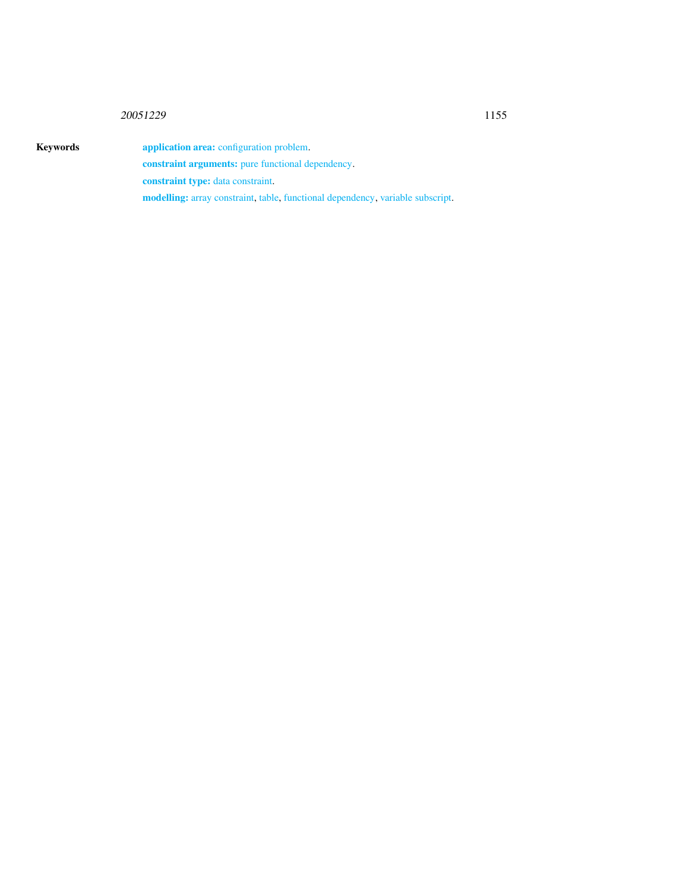**Keywords**

**application area:** configuration problem.

**constraint arguments:** pure functional dependency.

**constraint type:** data constraint.

**modelling:** array constraint, table, functional dependency, variable subscript.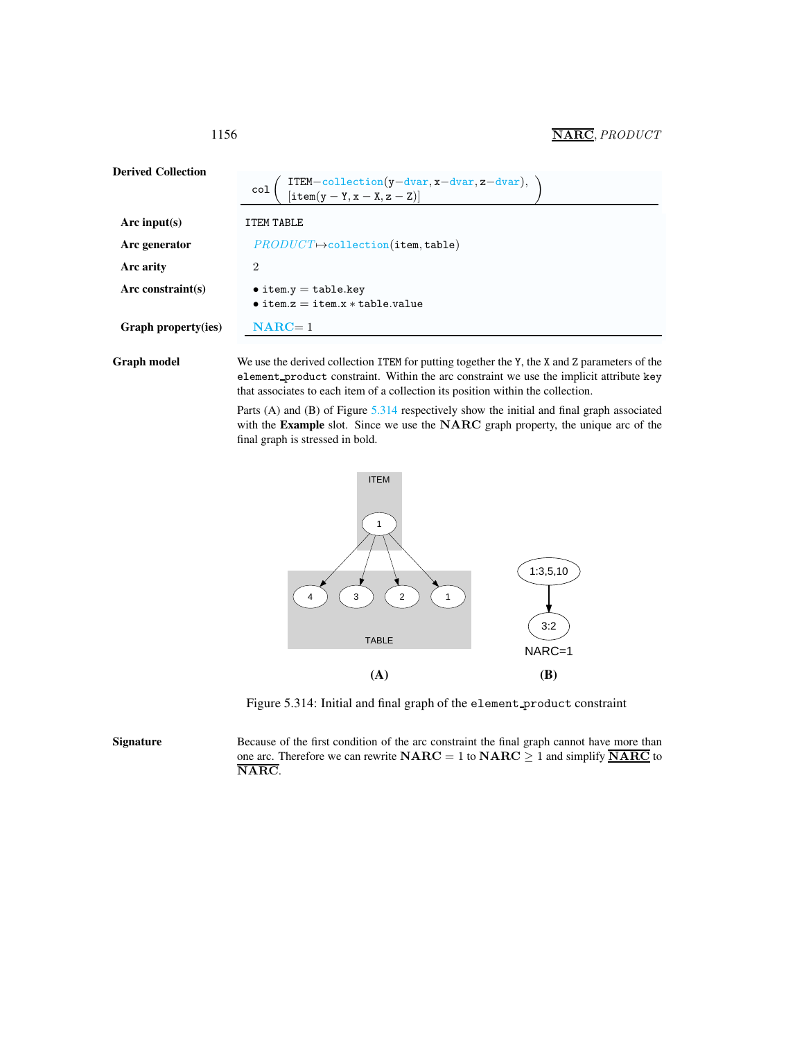**Derived Collection**

col ( ITEM−collection(y−dvar, x−dvar, z−dvar),
[item(y − Y, x − X, z − Z)] )

**Arc input(s)**: ITEM TABLE

**Arc generator**: *PRODUCT*↦collection(item, table)

**Arc arity**: 2

**Arc constraint(s)**:
- item.y = table.key
- item.z = item.x ∗ table.value

**Graph property(ies)**: **NARC**= 1

**Graph model**

We use the derived collection ITEM for putting together the Y, the X and Z parameters of the element_product constraint. Within the arc constraint we use the implicit attribute key that associates to each item of a collection its position within the collection.

Parts (A) and (B) of Figure 5.314 respectively show the initial and final graph associated with the **Example** slot. Since we use the **NARC** graph property, the unique arc of the final graph is stressed in bold.

Figure 5.314: Initial and final graph of the element_product constraint

**Signature**

Because of the first condition of the arc constraint the final graph cannot have more than one arc. Therefore we can rewrite **NARC** = 1 to **NARC** ≥ 1 and simplify $\underline{\overline{\mathbf{NARC}}}$ to $\overline{\mathbf{NARC}}$.